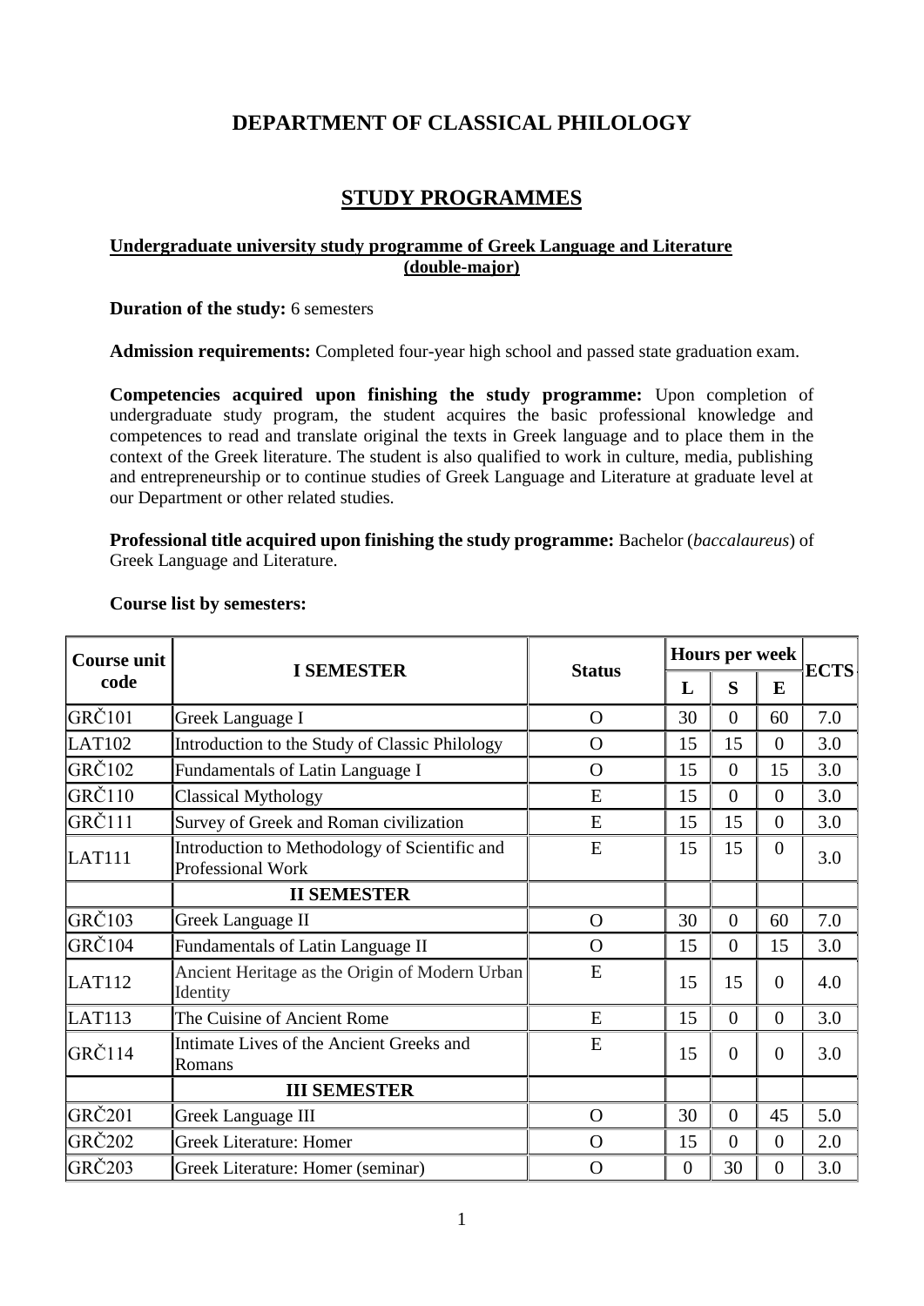# DEPARTMENT OF CLASSICAL PHILOLOGY

## STUDY PROGRAMMES

### Undergraduate university study programme of Greek Language and Literature (double-major)

**Duration of the study:** 6 semesters

**Admission requirements:** Completed four-year high school and passed state graduation exam.

**Competencies acquired upon finishing the study programme:** Upon completion of undergraduate study program, the student acquires the basic professional knowledge and competences to read and translate original the texts in Greek language and to place them in the context of the Greek literature. The student is also qualified to work in culture, media, publishing and entrepreneurship or to continue studies of Greek Language and Literature at graduate level at our Department or other related studies.

**Professional title acquired upon finishing the study programme:** Bachelor (*baccalaureus*) of Greek Language and Literature.

**Course list by semesters:**

| Course unit code | I SEMESTER | Status | Hours per week | | | ECTS |
|---|---|---|---|---|---|---|
| | | | L | S | E | |
| GRČ101 | Greek Language I | O | 30 | 0 | 60 | 7.0 |
| LAT102 | Introduction to the Study of Classic Philology | O | 15 | 15 | 0 | 3.0 |
| GRČ102 | Fundamentals of Latin Language I | O | 15 | 0 | 15 | 3.0 |
| GRČ110 | Classical Mythology | E | 15 | 0 | 0 | 3.0 |
| GRČ111 | Survey of Greek and Roman civilization | E | 15 | 15 | 0 | 3.0 |
| LAT111 | Introduction to Methodology of Scientific and Professional Work | E | 15 | 15 | 0 | 3.0 |
| | **II SEMESTER** | | | | | |
| GRČ103 | Greek Language II | O | 30 | 0 | 60 | 7.0 |
| GRČ104 | Fundamentals of Latin Language II | O | 15 | 0 | 15 | 3.0 |
| LAT112 | Ancient Heritage as the Origin of Modern Urban Identity | E | 15 | 15 | 0 | 4.0 |
| LAT113 | The Cuisine of Ancient Rome | E | 15 | 0 | 0 | 3.0 |
| GRČ114 | Intimate Lives of the Ancient Greeks and Romans | E | 15 | 0 | 0 | 3.0 |
| | **III SEMESTER** | | | | | |
| GRČ201 | Greek Language III | O | 30 | 0 | 45 | 5.0 |
| GRČ202 | Greek Literature: Homer | O | 15 | 0 | 0 | 2.0 |
| GRČ203 | Greek Literature: Homer (seminar) | O | 0 | 30 | 0 | 3.0 |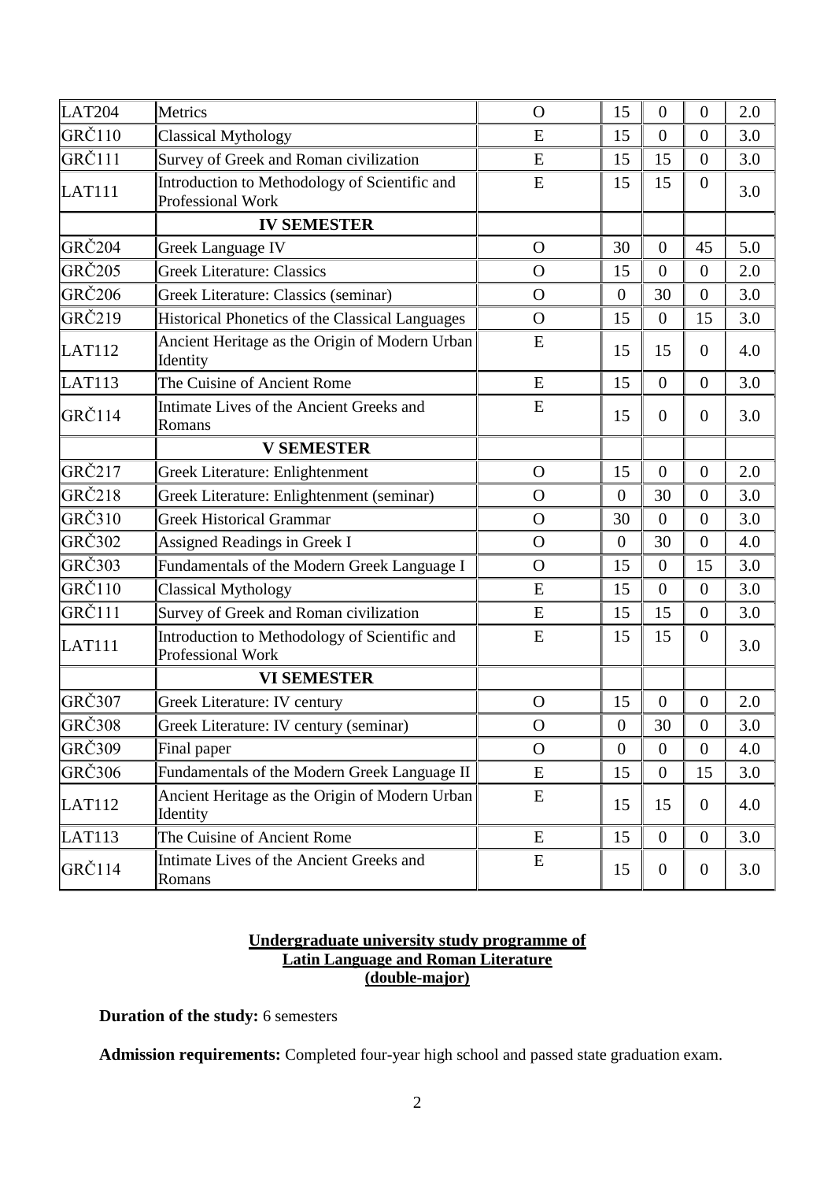| | | | | | | |
|---|---|---|---|---|---|---|
| LAT204 | Metrics | O | 15 | 0 | 0 | 2.0 |
| GRČ110 | Classical Mythology | E | 15 | 0 | 0 | 3.0 |
| GRČ111 | Survey of Greek and Roman civilization | E | 15 | 15 | 0 | 3.0 |
| LAT111 | Introduction to Methodology of Scientific and Professional Work | E | 15 | 15 | 0 | 3.0 |
| | **IV SEMESTER** | | | | | |
| GRČ204 | Greek Language IV | O | 30 | 0 | 45 | 5.0 |
| GRČ205 | Greek Literature: Classics | O | 15 | 0 | 0 | 2.0 |
| GRČ206 | Greek Literature: Classics (seminar) | O | 0 | 30 | 0 | 3.0 |
| GRČ219 | Historical Phonetics of the Classical Languages | O | 15 | 0 | 15 | 3.0 |
| LAT112 | Ancient Heritage as the Origin of Modern Urban Identity | E | 15 | 15 | 0 | 4.0 |
| LAT113 | The Cuisine of Ancient Rome | E | 15 | 0 | 0 | 3.0 |
| GRČ114 | Intimate Lives of the Ancient Greeks and Romans | E | 15 | 0 | 0 | 3.0 |
| | **V SEMESTER** | | | | | |
| GRČ217 | Greek Literature: Enlightenment | O | 15 | 0 | 0 | 2.0 |
| GRČ218 | Greek Literature: Enlightenment (seminar) | O | 0 | 30 | 0 | 3.0 |
| GRČ310 | Greek Historical Grammar | O | 30 | 0 | 0 | 3.0 |
| GRČ302 | Assigned Readings in Greek I | O | 0 | 30 | 0 | 4.0 |
| GRČ303 | Fundamentals of the Modern Greek Language I | O | 15 | 0 | 15 | 3.0 |
| GRČ110 | Classical Mythology | E | 15 | 0 | 0 | 3.0 |
| GRČ111 | Survey of Greek and Roman civilization | E | 15 | 15 | 0 | 3.0 |
| LAT111 | Introduction to Methodology of Scientific and Professional Work | E | 15 | 15 | 0 | 3.0 |
| | **VI SEMESTER** | | | | | |
| GRČ307 | Greek Literature: IV century | O | 15 | 0 | 0 | 2.0 |
| GRČ308 | Greek Literature: IV century (seminar) | O | 0 | 30 | 0 | 3.0 |
| GRČ309 | Final paper | O | 0 | 0 | 0 | 4.0 |
| GRČ306 | Fundamentals of the Modern Greek Language II | E | 15 | 0 | 15 | 3.0 |
| LAT112 | Ancient Heritage as the Origin of Modern Urban Identity | E | 15 | 15 | 0 | 4.0 |
| LAT113 | The Cuisine of Ancient Rome | E | 15 | 0 | 0 | 3.0 |
| GRČ114 | Intimate Lives of the Ancient Greeks and Romans | E | 15 | 0 | 0 | 3.0 |

## Undergraduate university study programme of Latin Language and Roman Literature (double-major)

**Duration of the study:** 6 semesters

**Admission requirements:** Completed four-year high school and passed state graduation exam.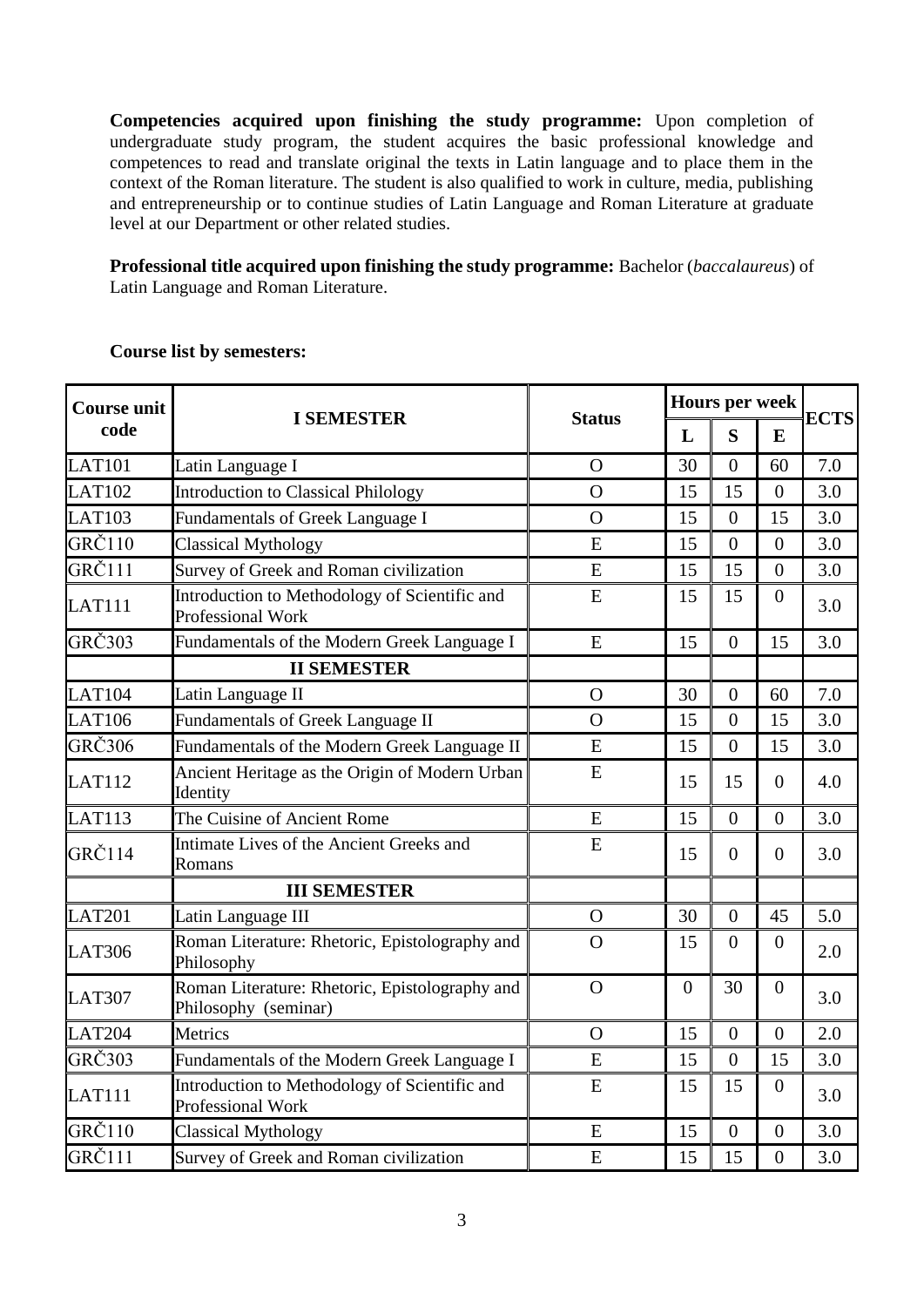**Competencies acquired upon finishing the study programme:** Upon completion of undergraduate study program, the student acquires the basic professional knowledge and competences to read and translate original the texts in Latin language and to place them in the context of the Roman literature. The student is also qualified to work in culture, media, publishing and entrepreneurship or to continue studies of Latin Language and Roman Literature at graduate level at our Department or other related studies.

**Professional title acquired upon finishing the study programme:** Bachelor (*baccalaureus*) of Latin Language and Roman Literature.

**Course list by semesters:**

| Course unit code | I SEMESTER | Status | Hours per week | | | ECTS |
|---|---|---|---|---|---|---|
| | | | L | S | E | |
| LAT101 | Latin Language I | O | 30 | 0 | 60 | 7.0 |
| LAT102 | Introduction to Classical Philology | O | 15 | 15 | 0 | 3.0 |
| LAT103 | Fundamentals of Greek Language I | O | 15 | 0 | 15 | 3.0 |
| GRČ110 | Classical Mythology | E | 15 | 0 | 0 | 3.0 |
| GRČ111 | Survey of Greek and Roman civilization | E | 15 | 15 | 0 | 3.0 |
| LAT111 | Introduction to Methodology of Scientific and Professional Work | E | 15 | 15 | 0 | 3.0 |
| GRČ303 | Fundamentals of the Modern Greek Language I | E | 15 | 0 | 15 | 3.0 |
| | **II SEMESTER** | | | | | |
| LAT104 | Latin Language II | O | 30 | 0 | 60 | 7.0 |
| LAT106 | Fundamentals of Greek Language II | O | 15 | 0 | 15 | 3.0 |
| GRČ306 | Fundamentals of the Modern Greek Language II | E | 15 | 0 | 15 | 3.0 |
| LAT112 | Ancient Heritage as the Origin of Modern Urban Identity | E | 15 | 15 | 0 | 4.0 |
| LAT113 | The Cuisine of Ancient Rome | E | 15 | 0 | 0 | 3.0 |
| GRČ114 | Intimate Lives of the Ancient Greeks and Romans | E | 15 | 0 | 0 | 3.0 |
| | **III SEMESTER** | | | | | |
| LAT201 | Latin Language III | O | 30 | 0 | 45 | 5.0 |
| LAT306 | Roman Literature: Rhetoric, Epistolography and Philosophy | O | 15 | 0 | 0 | 2.0 |
| LAT307 | Roman Literature: Rhetoric, Epistolography and Philosophy (seminar) | O | 0 | 30 | 0 | 3.0 |
| LAT204 | Metrics | O | 15 | 0 | 0 | 2.0 |
| GRČ303 | Fundamentals of the Modern Greek Language I | E | 15 | 0 | 15 | 3.0 |
| LAT111 | Introduction to Methodology of Scientific and Professional Work | E | 15 | 15 | 0 | 3.0 |
| GRČ110 | Classical Mythology | E | 15 | 0 | 0 | 3.0 |
| GRČ111 | Survey of Greek and Roman civilization | E | 15 | 15 | 0 | 3.0 |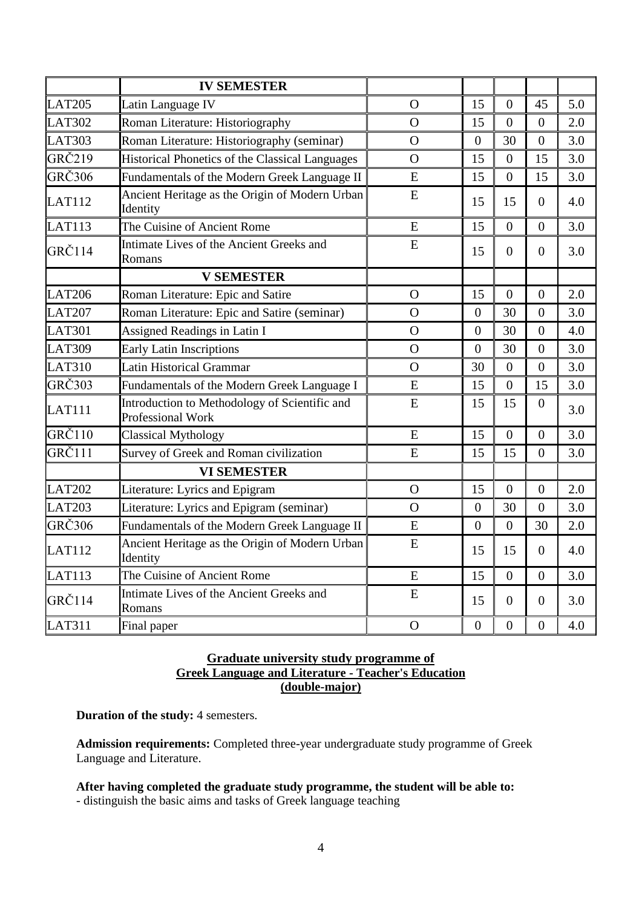| | **IV SEMESTER** | | | | | |
|---|---|---|---|---|---|---|
| LAT205 | Latin Language IV | O | 15 | 0 | 45 | 5.0 |
| LAT302 | Roman Literature: Historiography | O | 15 | 0 | 0 | 2.0 |
| LAT303 | Roman Literature: Historiography (seminar) | O | 0 | 30 | 0 | 3.0 |
| GRČ219 | Historical Phonetics of the Classical Languages | O | 15 | 0 | 15 | 3.0 |
| GRČ306 | Fundamentals of the Modern Greek Language II | E | 15 | 0 | 15 | 3.0 |
| LAT112 | Ancient Heritage as the Origin of Modern Urban Identity | E | 15 | 15 | 0 | 4.0 |
| LAT113 | The Cuisine of Ancient Rome | E | 15 | 0 | 0 | 3.0 |
| GRČ114 | Intimate Lives of the Ancient Greeks and Romans | E | 15 | 0 | 0 | 3.0 |
| | **V SEMESTER** | | | | | |
| LAT206 | Roman Literature: Epic and Satire | O | 15 | 0 | 0 | 2.0 |
| LAT207 | Roman Literature: Epic and Satire (seminar) | O | 0 | 30 | 0 | 3.0 |
| LAT301 | Assigned Readings in Latin I | O | 0 | 30 | 0 | 4.0 |
| LAT309 | Early Latin Inscriptions | O | 0 | 30 | 0 | 3.0 |
| LAT310 | Latin Historical Grammar | O | 30 | 0 | 0 | 3.0 |
| GRČ303 | Fundamentals of the Modern Greek Language I | E | 15 | 0 | 15 | 3.0 |
| LAT111 | Introduction to Methodology of Scientific and Professional Work | E | 15 | 15 | 0 | 3.0 |
| GRČ110 | Classical Mythology | E | 15 | 0 | 0 | 3.0 |
| GRČ111 | Survey of Greek and Roman civilization | E | 15 | 15 | 0 | 3.0 |
| | **VI SEMESTER** | | | | | |
| LAT202 | Literature: Lyrics and Epigram | O | 15 | 0 | 0 | 2.0 |
| LAT203 | Literature: Lyrics and Epigram (seminar) | O | 0 | 30 | 0 | 3.0 |
| GRČ306 | Fundamentals of the Modern Greek Language II | E | 0 | 0 | 30 | 2.0 |
| LAT112 | Ancient Heritage as the Origin of Modern Urban Identity | E | 15 | 15 | 0 | 4.0 |
| LAT113 | The Cuisine of Ancient Rome | E | 15 | 0 | 0 | 3.0 |
| GRČ114 | Intimate Lives of the Ancient Greeks and Romans | E | 15 | 0 | 0 | 3.0 |
| LAT311 | Final paper | O | 0 | 0 | 0 | 4.0 |

## Graduate university study programme of Greek Language and Literature - Teacher's Education (double-major)

**Duration of the study:** 4 semesters.

**Admission requirements:** Completed three-year undergraduate study programme of Greek Language and Literature.

**After having completed the graduate study programme, the student will be able to:**

- distinguish the basic aims and tasks of Greek language teaching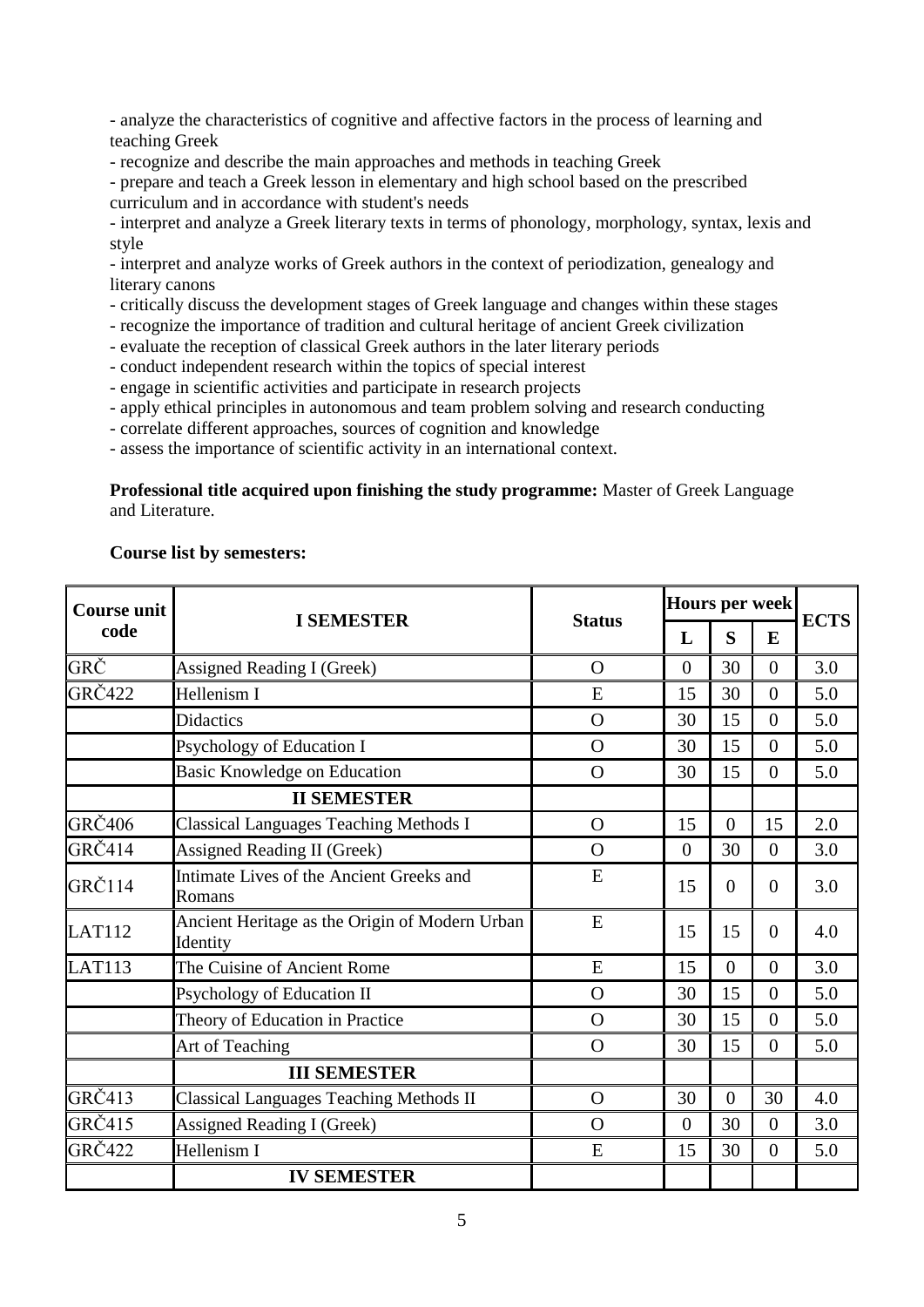- analyze the characteristics of cognitive and affective factors in the process of learning and teaching Greek
- recognize and describe the main approaches and methods in teaching Greek
- prepare and teach a Greek lesson in elementary and high school based on the prescribed curriculum and in accordance with student's needs
- interpret and analyze a Greek literary texts in terms of phonology, morphology, syntax, lexis and style
- interpret and analyze works of Greek authors in the context of periodization, genealogy and literary canons
- critically discuss the development stages of Greek language and changes within these stages
- recognize the importance of tradition and cultural heritage of ancient Greek civilization
- evaluate the reception of classical Greek authors in the later literary periods
- conduct independent research within the topics of special interest
- engage in scientific activities and participate in research projects
- apply ethical principles in autonomous and team problem solving and research conducting
- correlate different approaches, sources of cognition and knowledge
- assess the importance of scientific activity in an international context.

**Professional title acquired upon finishing the study programme:** Master of Greek Language and Literature.

**Course list by semesters:**

| Course unit code | I SEMESTER | Status | Hours per week | | | ECTS |
|---|---|---|---|---|---|---|
| | | | L | S | E | |
| GRČ | Assigned Reading I (Greek) | O | 0 | 30 | 0 | 3.0 |
| GRČ422 | Hellenism I | E | 15 | 30 | 0 | 5.0 |
| | Didactics | O | 30 | 15 | 0 | 5.0 |
| | Psychology of Education I | O | 30 | 15 | 0 | 5.0 |
| | Basic Knowledge on Education | O | 30 | 15 | 0 | 5.0 |
| | **II SEMESTER** | | | | | |
| GRČ406 | Classical Languages Teaching Methods I | O | 15 | 0 | 15 | 2.0 |
| GRČ414 | Assigned Reading II (Greek) | O | 0 | 30 | 0 | 3.0 |
| GRČ114 | Intimate Lives of the Ancient Greeks and Romans | E | 15 | 0 | 0 | 3.0 |
| LAT112 | Ancient Heritage as the Origin of Modern Urban Identity | E | 15 | 15 | 0 | 4.0 |
| LAT113 | The Cuisine of Ancient Rome | E | 15 | 0 | 0 | 3.0 |
| | Psychology of Education II | O | 30 | 15 | 0 | 5.0 |
| | Theory of Education in Practice | O | 30 | 15 | 0 | 5.0 |
| | Art of Teaching | O | 30 | 15 | 0 | 5.0 |
| | **III SEMESTER** | | | | | |
| GRČ413 | Classical Languages Teaching Methods II | O | 30 | 0 | 30 | 4.0 |
| GRČ415 | Assigned Reading I (Greek) | O | 0 | 30 | 0 | 3.0 |
| GRČ422 | Hellenism I | E | 15 | 30 | 0 | 5.0 |
| | **IV SEMESTER** | | | | | |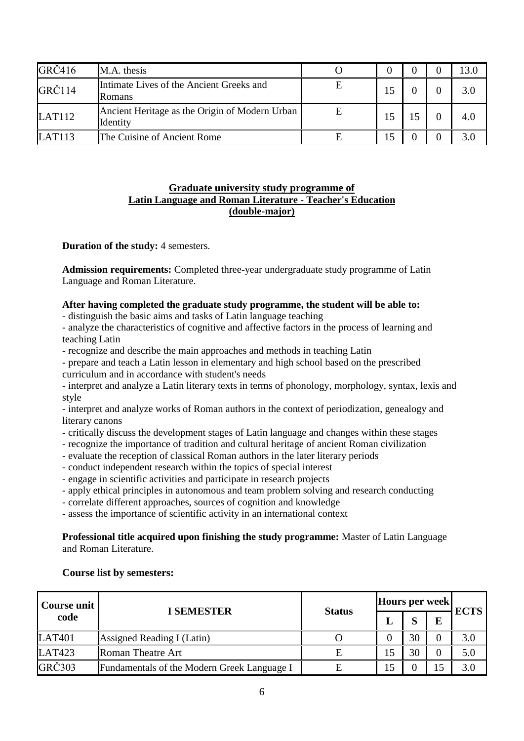| | | | | | | |
|---|---|---|---|---|---|---|
| GRČ416 | M.A. thesis | O | 0 | 0 | 0 | 13.0 |
| GRČ114 | Intimate Lives of the Ancient Greeks and Romans | E | 15 | 0 | 0 | 3.0 |
| LAT112 | Ancient Heritage as the Origin of Modern Urban Identity | E | 15 | 15 | 0 | 4.0 |
| LAT113 | The Cuisine of Ancient Rome | E | 15 | 0 | 0 | 3.0 |

## Graduate university study programme of Latin Language and Roman Literature - Teacher's Education (double-major)

**Duration of the study:** 4 semesters.

**Admission requirements:** Completed three-year undergraduate study programme of Latin Language and Roman Literature.

**After having completed the graduate study programme, the student will be able to:**

- distinguish the basic aims and tasks of Latin language teaching
- analyze the characteristics of cognitive and affective factors in the process of learning and teaching Latin
- recognize and describe the main approaches and methods in teaching Latin
- prepare and teach a Latin lesson in elementary and high school based on the prescribed curriculum and in accordance with student's needs
- interpret and analyze a Latin literary texts in terms of phonology, morphology, syntax, lexis and style
- interpret and analyze works of Roman authors in the context of periodization, genealogy and literary canons
- critically discuss the development stages of Latin language and changes within these stages
- recognize the importance of tradition and cultural heritage of ancient Roman civilization
- evaluate the reception of classical Roman authors in the later literary periods
- conduct independent research within the topics of special interest
- engage in scientific activities and participate in research projects
- apply ethical principles in autonomous and team problem solving and research conducting
- correlate different approaches, sources of cognition and knowledge
- assess the importance of scientific activity in an international context

**Professional title acquired upon finishing the study programme:** Master of Latin Language and Roman Literature.

**Course list by semesters:**

| Course unit code | I SEMESTER | Status | Hours per week | | | ECTS |
|---|---|---|---|---|---|---|
| | | | L | S | E | |
| LAT401 | Assigned Reading I (Latin) | O | 0 | 30 | 0 | 3.0 |
| LAT423 | Roman Theatre Art | E | 15 | 30 | 0 | 5.0 |
| GRČ303 | Fundamentals of the Modern Greek Language I | E | 15 | 0 | 15 | 3.0 |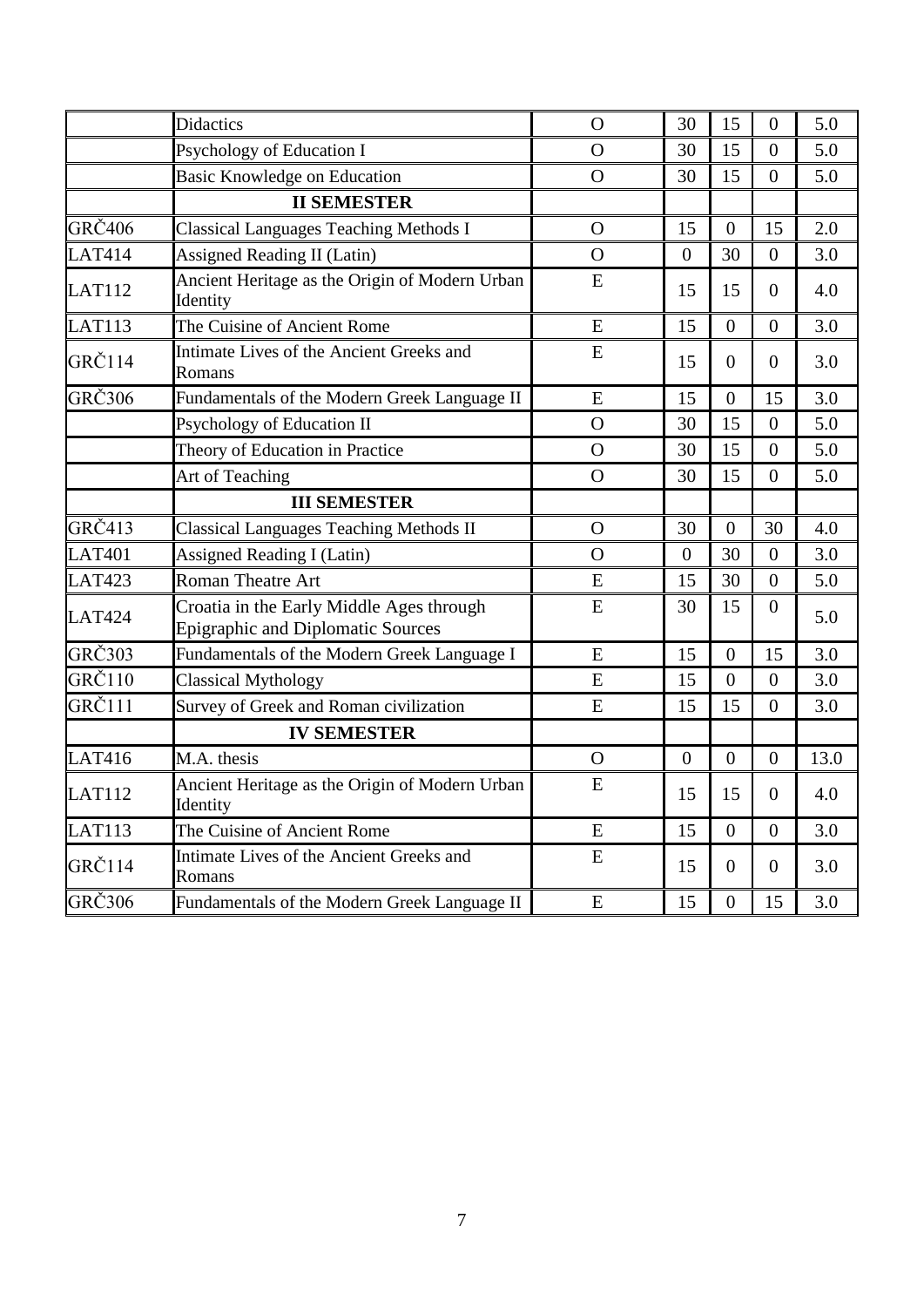| | | | | | | |
|---|---|---|---|---|---|---|
| | Didactics | O | 30 | 15 | 0 | 5.0 |
| | Psychology of Education I | O | 30 | 15 | 0 | 5.0 |
| | Basic Knowledge on Education | O | 30 | 15 | 0 | 5.0 |
| | **II SEMESTER** | | | | | |
| GRČ406 | Classical Languages Teaching Methods I | O | 15 | 0 | 15 | 2.0 |
| LAT414 | Assigned Reading II (Latin) | O | 0 | 30 | 0 | 3.0 |
| LAT112 | Ancient Heritage as the Origin of Modern Urban Identity | E | 15 | 15 | 0 | 4.0 |
| LAT113 | The Cuisine of Ancient Rome | E | 15 | 0 | 0 | 3.0 |
| GRČ114 | Intimate Lives of the Ancient Greeks and Romans | E | 15 | 0 | 0 | 3.0 |
| GRČ306 | Fundamentals of the Modern Greek Language II | E | 15 | 0 | 15 | 3.0 |
| | Psychology of Education II | O | 30 | 15 | 0 | 5.0 |
| | Theory of Education in Practice | O | 30 | 15 | 0 | 5.0 |
| | Art of Teaching | O | 30 | 15 | 0 | 5.0 |
| | **III SEMESTER** | | | | | |
| GRČ413 | Classical Languages Teaching Methods II | O | 30 | 0 | 30 | 4.0 |
| LAT401 | Assigned Reading I (Latin) | O | 0 | 30 | 0 | 3.0 |
| LAT423 | Roman Theatre Art | E | 15 | 30 | 0 | 5.0 |
| LAT424 | Croatia in the Early Middle Ages through Epigraphic and Diplomatic Sources | E | 30 | 15 | 0 | 5.0 |
| GRČ303 | Fundamentals of the Modern Greek Language I | E | 15 | 0 | 15 | 3.0 |
| GRČ110 | Classical Mythology | E | 15 | 0 | 0 | 3.0 |
| GRČ111 | Survey of Greek and Roman civilization | E | 15 | 15 | 0 | 3.0 |
| | **IV SEMESTER** | | | | | |
| LAT416 | M.A. thesis | O | 0 | 0 | 0 | 13.0 |
| LAT112 | Ancient Heritage as the Origin of Modern Urban Identity | E | 15 | 15 | 0 | 4.0 |
| LAT113 | The Cuisine of Ancient Rome | E | 15 | 0 | 0 | 3.0 |
| GRČ114 | Intimate Lives of the Ancient Greeks and Romans | E | 15 | 0 | 0 | 3.0 |
| GRČ306 | Fundamentals of the Modern Greek Language II | E | 15 | 0 | 15 | 3.0 |